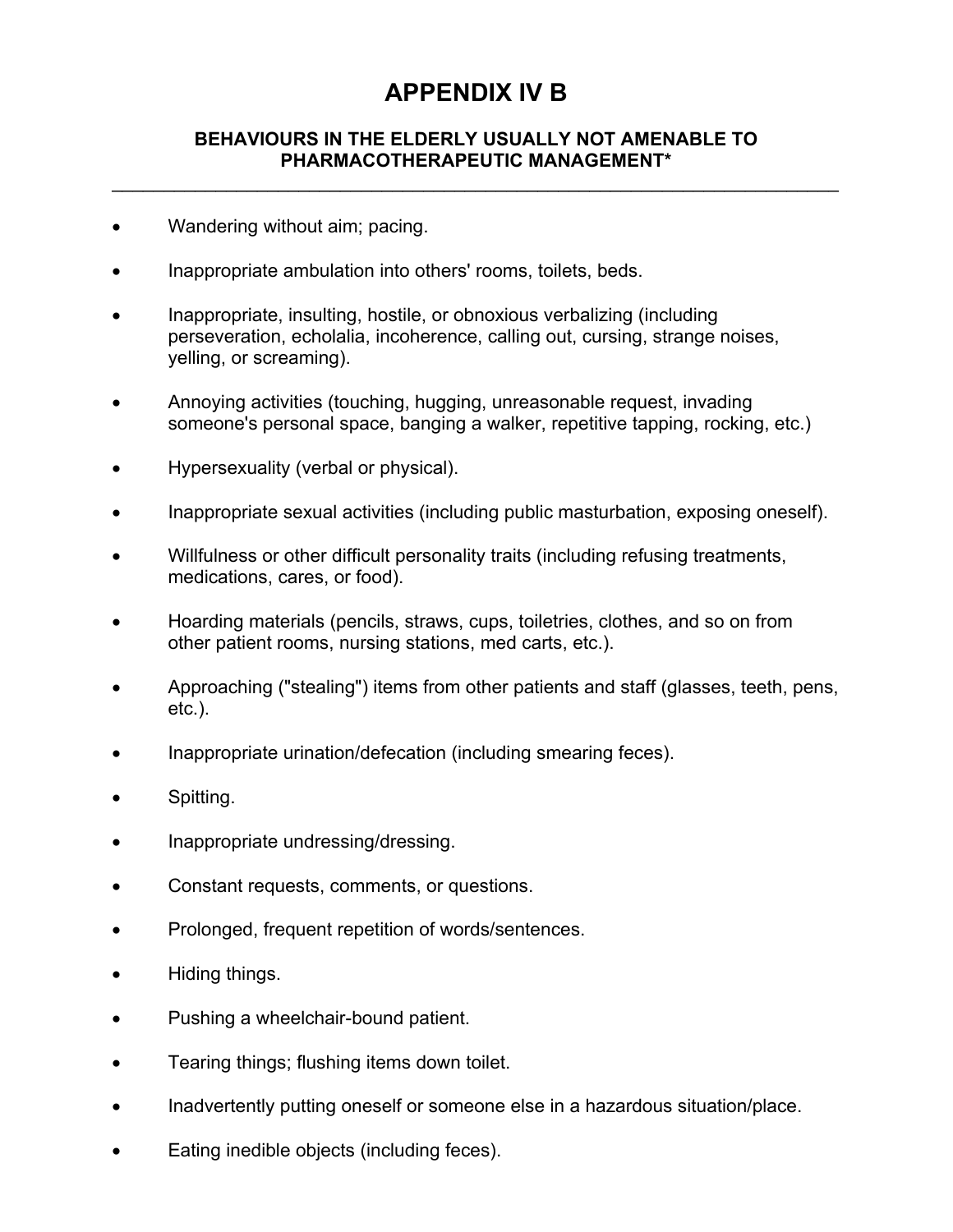# APPENDIX IV B

## BEHAVIOURS IN THE ELDERLY USUALLY NOT AMENABLE TO PHARMACOTHERAPEUTIC MANAGEMENT*

---

- Wandering without aim; pacing.
- Inappropriate ambulation into others' rooms, toilets, beds.
- Inappropriate, insulting, hostile, or obnoxious verbalizing (including perseveration, echolalia, incoherence, calling out, cursing, strange noises, yelling, or screaming).
- Annoying activities (touching, hugging, unreasonable request, invading someone's personal space, banging a walker, repetitive tapping, rocking, etc.)
- Hypersexuality (verbal or physical).
- Inappropriate sexual activities (including public masturbation, exposing oneself).
- Willfulness or other difficult personality traits (including refusing treatments, medications, cares, or food).
- Hoarding materials (pencils, straws, cups, toiletries, clothes, and so on from other patient rooms, nursing stations, med carts, etc.).
- Approaching ("stealing") items from other patients and staff (glasses, teeth, pens, etc.).
- Inappropriate urination/defecation (including smearing feces).
- Spitting.
- Inappropriate undressing/dressing.
- Constant requests, comments, or questions.
- Prolonged, frequent repetition of words/sentences.
- Hiding things.
- Pushing a wheelchair-bound patient.
- Tearing things; flushing items down toilet.
- Inadvertently putting oneself or someone else in a hazardous situation/place.
- Eating inedible objects (including feces).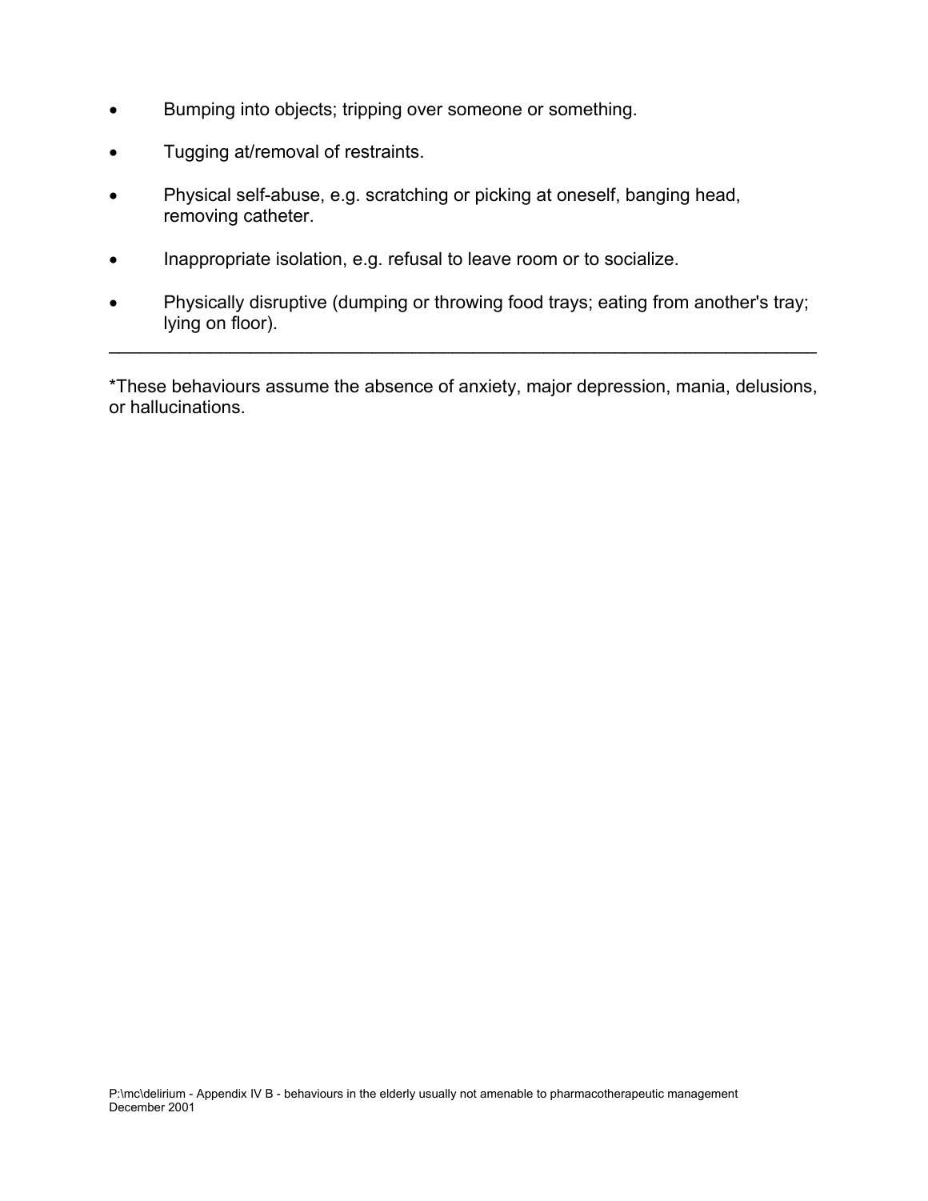- Bumping into objects; tripping over someone or something.
- Tugging at/removal of restraints.
- Physical self-abuse, e.g. scratching or picking at oneself, banging head, removing catheter.
- Inappropriate isolation, e.g. refusal to leave room or to socialize.
- Physically disruptive (dumping or throwing food trays; eating from another's tray; lying on floor).

---

*These behaviours assume the absence of anxiety, major depression, mania, delusions, or hallucinations.

P:\mc\delirium - Appendix IV B - behaviours in the elderly usually not amenable to pharmacotherapeutic management
December 2001